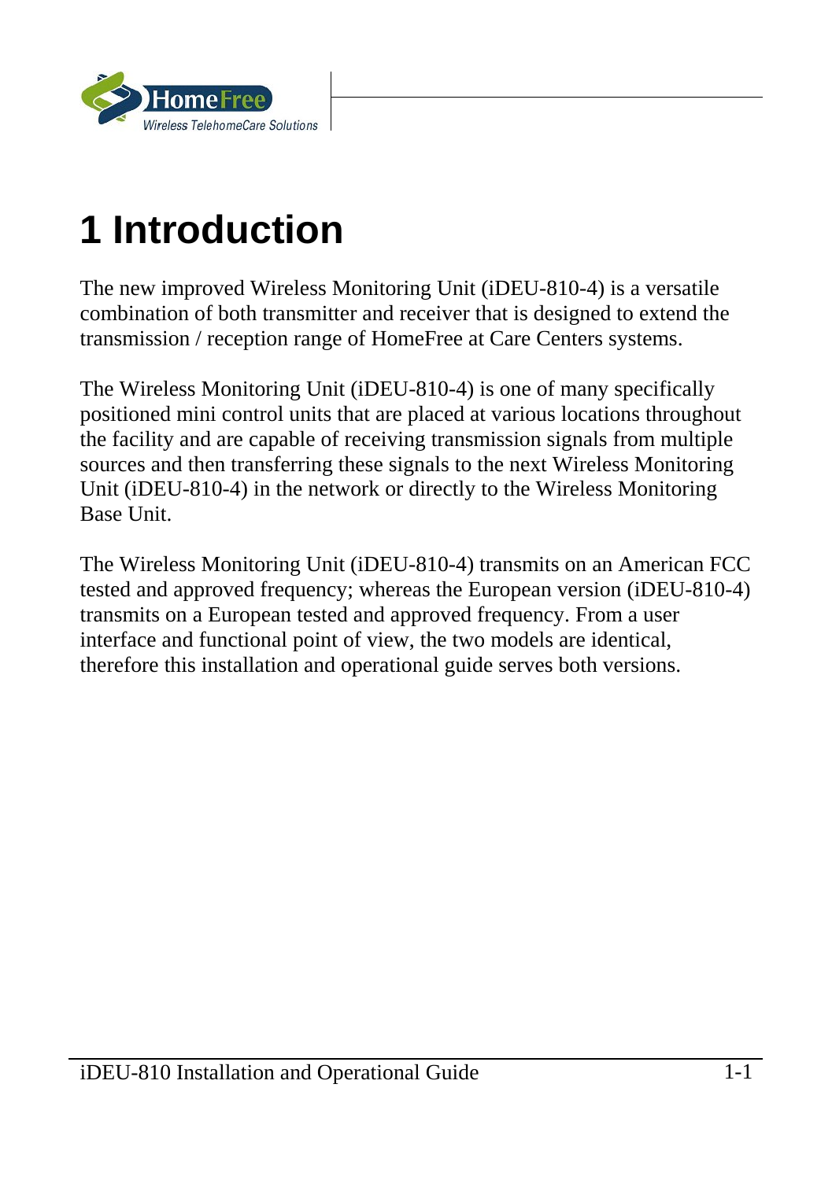# 1 Introduction

The new improved Wireless Monitoring Unit (iDEU-810-4) is a versatile combination of both transmitter and receiver that is designed to extend the transmission / reception range of HomeFree at Care Centers systems.

The Wireless Monitoring Unit (iDEU-810-4) is one of many specifically positioned mini control units that are placed at various locations throughout the facility and are capable of receiving transmission signals from multiple sources and then transferring these signals to the next Wireless Monitoring Unit (iDEU-810-4) in the network or directly to the Wireless Monitoring Base Unit.

The Wireless Monitoring Unit (iDEU-810-4) transmits on an American FCC tested and approved frequency; whereas the European version (iDEU-810-4) transmits on a European tested and approved frequency. From a user interface and functional point of view, the two models are identical, therefore this installation and operational guide serves both versions.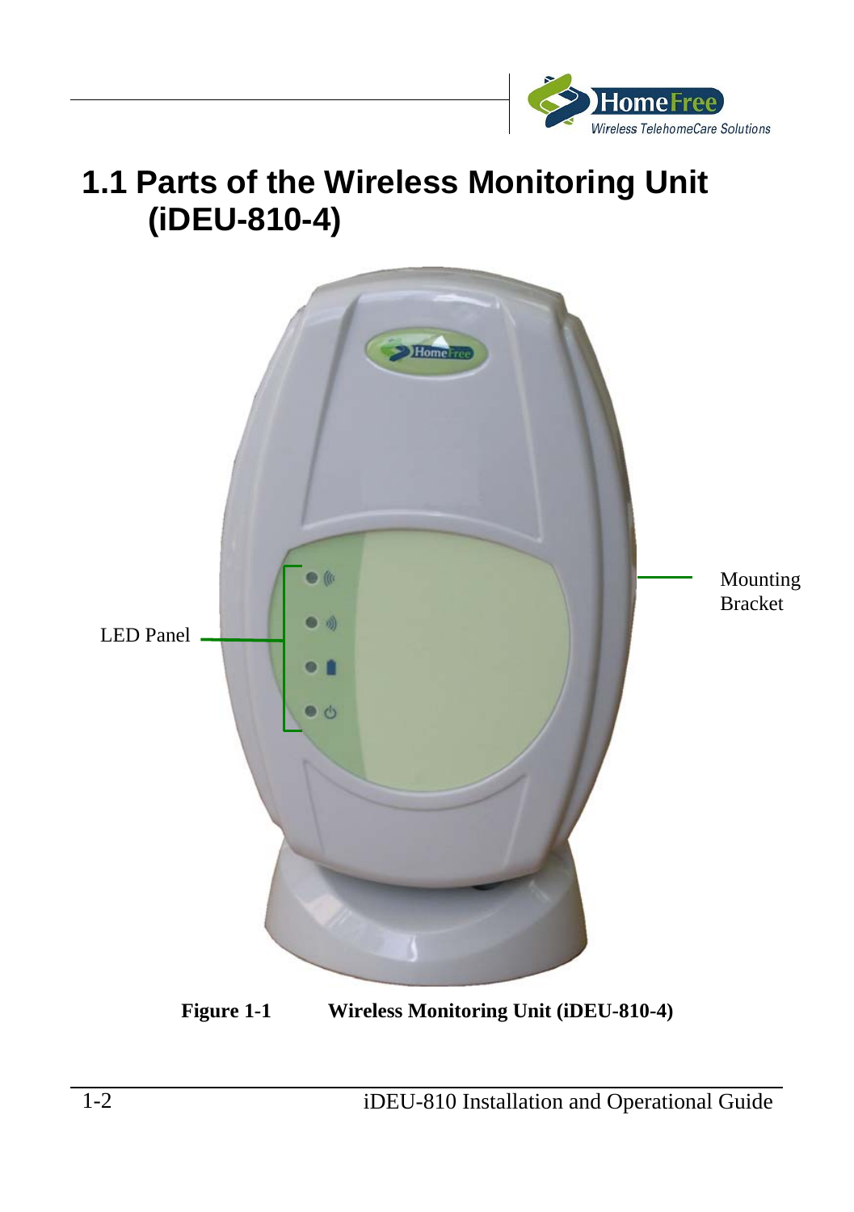# 1.1 Parts of the Wireless Monitoring Unit (iDEU-810-4)

LED Panel

Mounting Bracket

**Figure 1-1 Wireless Monitoring Unit (iDEU-810-4)**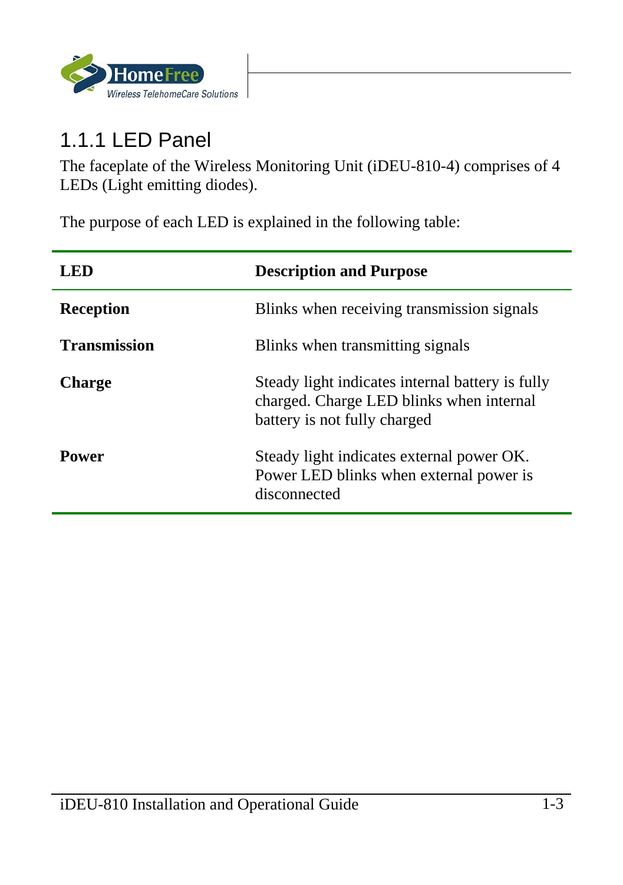### 1.1.1 LED Panel

The faceplate of the Wireless Monitoring Unit (iDEU-810-4) comprises of 4 LEDs (Light emitting diodes).

The purpose of each LED is explained in the following table:

| LED | Description and Purpose |
|---|---|
| **Reception** | Blinks when receiving transmission signals |
| **Transmission** | Blinks when transmitting signals |
| **Charge** | Steady light indicates internal battery is fully charged. Charge LED blinks when internal battery is not fully charged |
| **Power** | Steady light indicates external power OK. Power LED blinks when external power is disconnected |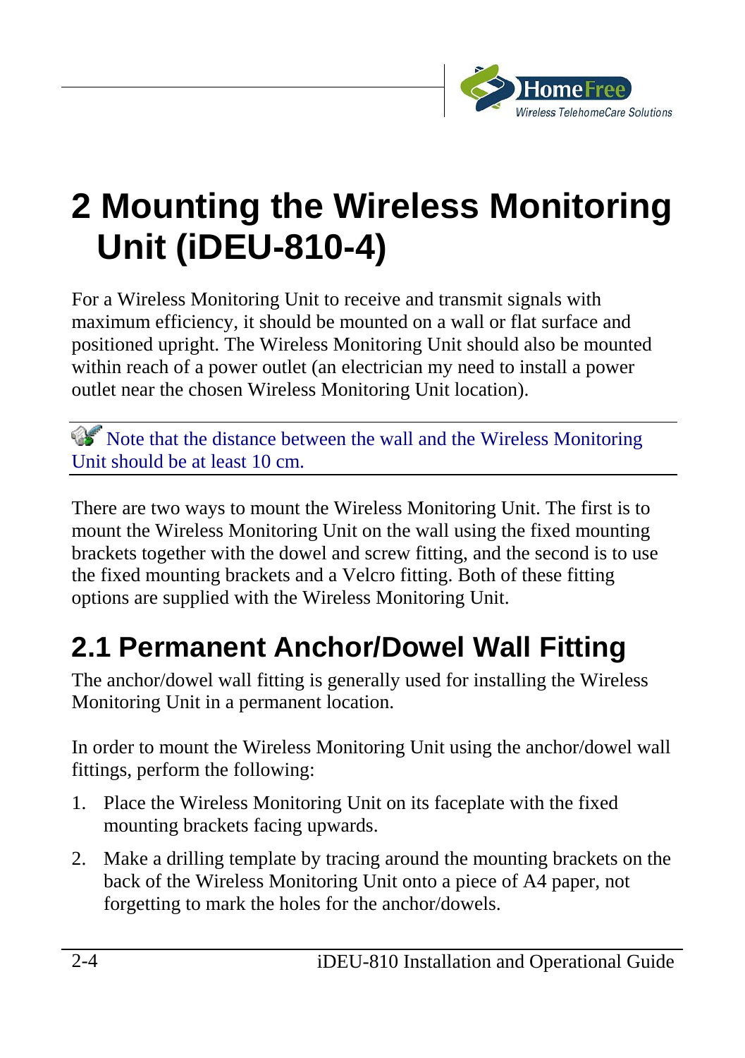# 2 Mounting the Wireless Monitoring Unit (iDEU-810-4)

For a Wireless Monitoring Unit to receive and transmit signals with maximum efficiency, it should be mounted on a wall or flat surface and positioned upright. The Wireless Monitoring Unit should also be mounted within reach of a power outlet (an electrician my need to install a power outlet near the chosen Wireless Monitoring Unit location).

---

Note that the distance between the wall and the Wireless Monitoring Unit should be at least 10 cm.

---

There are two ways to mount the Wireless Monitoring Unit. The first is to mount the Wireless Monitoring Unit on the wall using the fixed mounting brackets together with the dowel and screw fitting, and the second is to use the fixed mounting brackets and a Velcro fitting. Both of these fitting options are supplied with the Wireless Monitoring Unit.

## 2.1 Permanent Anchor/Dowel Wall Fitting

The anchor/dowel wall fitting is generally used for installing the Wireless Monitoring Unit in a permanent location.

In order to mount the Wireless Monitoring Unit using the anchor/dowel wall fittings, perform the following:

1. Place the Wireless Monitoring Unit on its faceplate with the fixed mounting brackets facing upwards.
2. Make a drilling template by tracing around the mounting brackets on the back of the Wireless Monitoring Unit onto a piece of A4 paper, not forgetting to mark the holes for the anchor/dowels.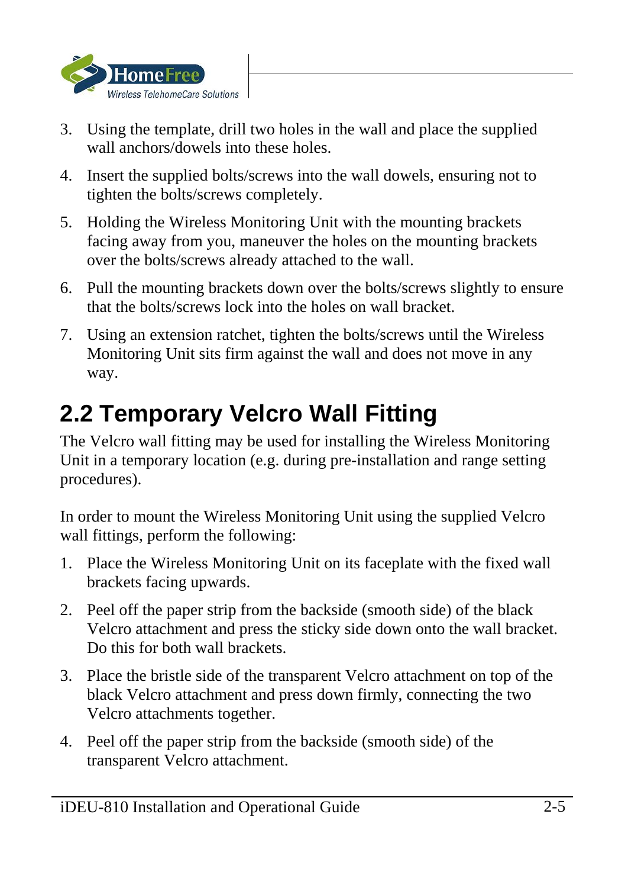3. Using the template, drill two holes in the wall and place the supplied wall anchors/dowels into these holes.

4. Insert the supplied bolts/screws into the wall dowels, ensuring not to tighten the bolts/screws completely.

5. Holding the Wireless Monitoring Unit with the mounting brackets facing away from you, maneuver the holes on the mounting brackets over the bolts/screws already attached to the wall.

6. Pull the mounting brackets down over the bolts/screws slightly to ensure that the bolts/screws lock into the holes on wall bracket.

7. Using an extension ratchet, tighten the bolts/screws until the Wireless Monitoring Unit sits firm against the wall and does not move in any way.

## 2.2 Temporary Velcro Wall Fitting

The Velcro wall fitting may be used for installing the Wireless Monitoring Unit in a temporary location (e.g. during pre-installation and range setting procedures).

In order to mount the Wireless Monitoring Unit using the supplied Velcro wall fittings, perform the following:

1. Place the Wireless Monitoring Unit on its faceplate with the fixed wall brackets facing upwards.

2. Peel off the paper strip from the backside (smooth side) of the black Velcro attachment and press the sticky side down onto the wall bracket. Do this for both wall brackets.

3. Place the bristle side of the transparent Velcro attachment on top of the black Velcro attachment and press down firmly, connecting the two Velcro attachments together.

4. Peel off the paper strip from the backside (smooth side) of the transparent Velcro attachment.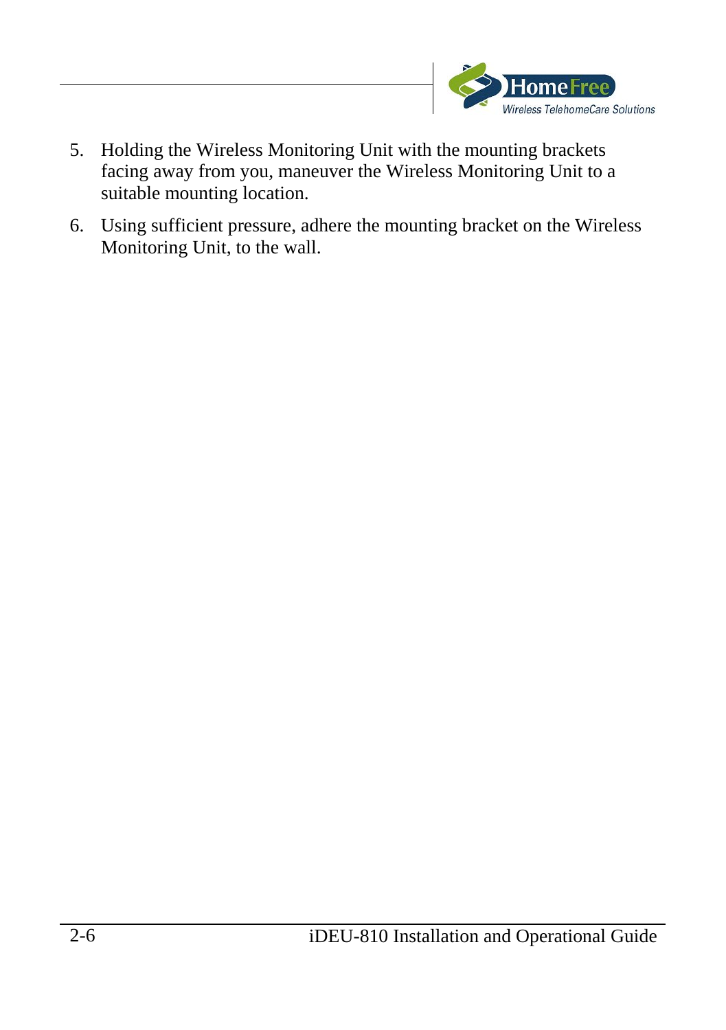5. Holding the Wireless Monitoring Unit with the mounting brackets facing away from you, maneuver the Wireless Monitoring Unit to a suitable mounting location.
6. Using sufficient pressure, adhere the mounting bracket on the Wireless Monitoring Unit, to the wall.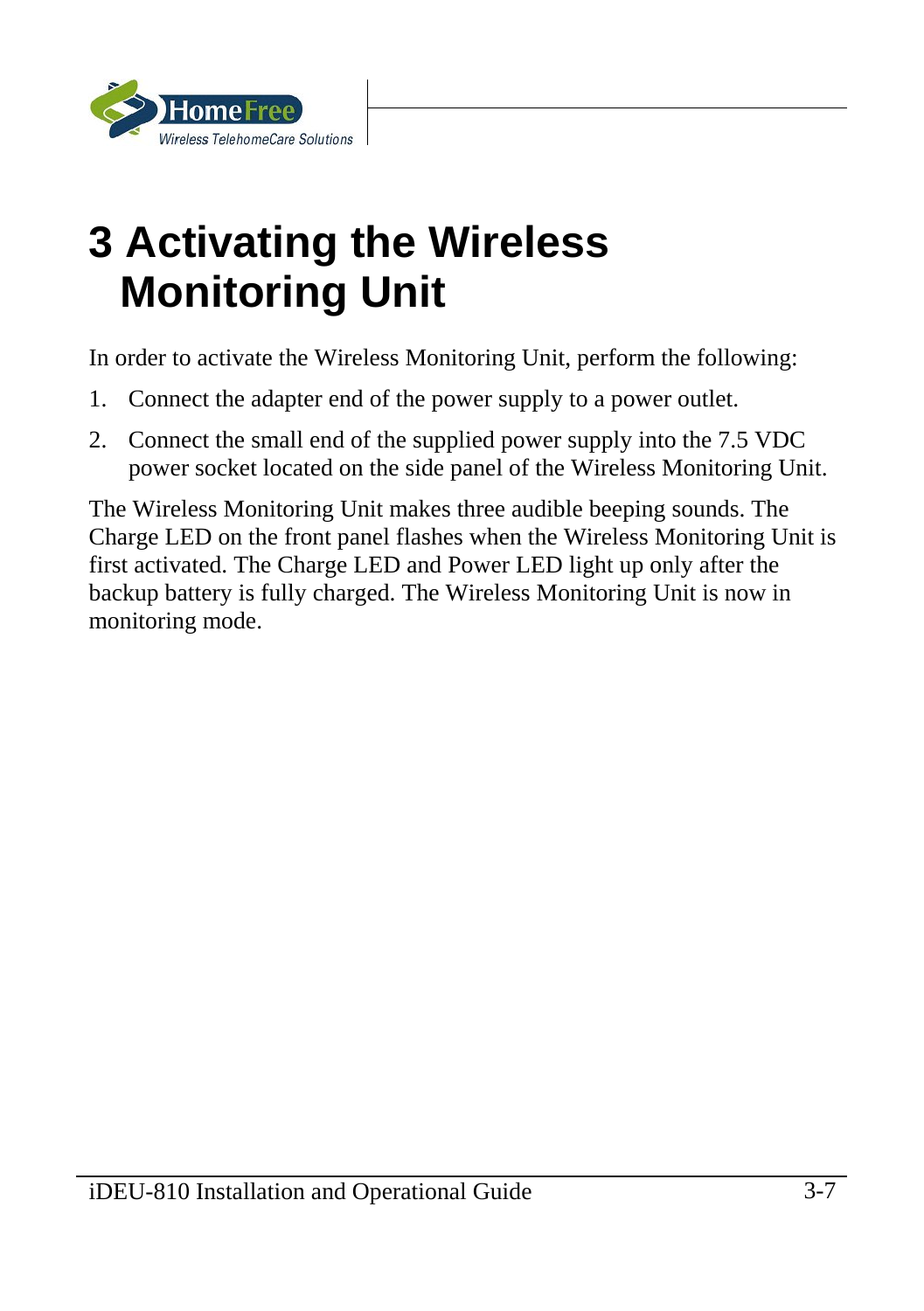# 3 Activating the Wireless Monitoring Unit

In order to activate the Wireless Monitoring Unit, perform the following:

1. Connect the adapter end of the power supply to a power outlet.
2. Connect the small end of the supplied power supply into the 7.5 VDC power socket located on the side panel of the Wireless Monitoring Unit.

The Wireless Monitoring Unit makes three audible beeping sounds. The Charge LED on the front panel flashes when the Wireless Monitoring Unit is first activated. The Charge LED and Power LED light up only after the backup battery is fully charged. The Wireless Monitoring Unit is now in monitoring mode.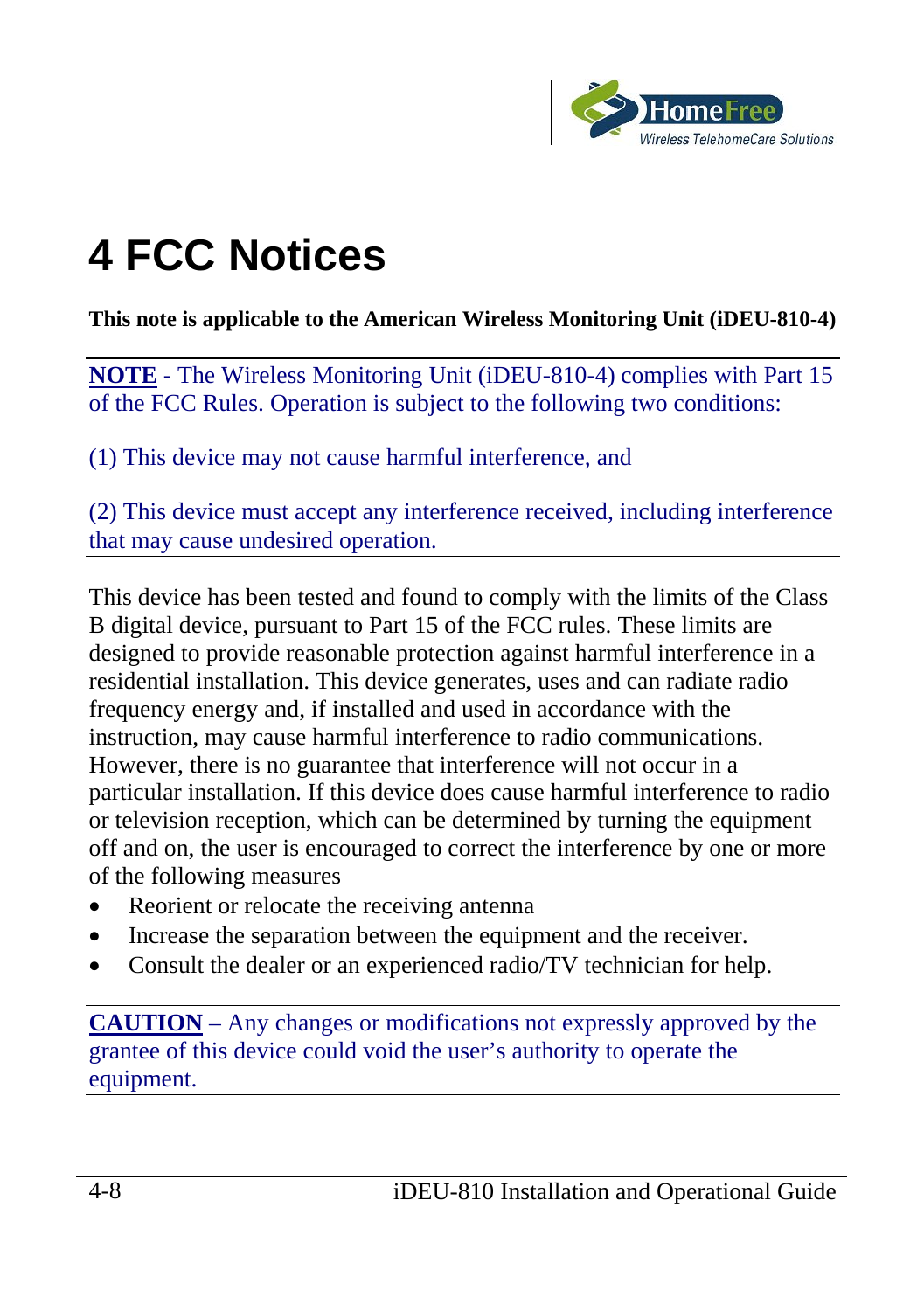# 4 FCC Notices

**This note is applicable to the American Wireless Monitoring Unit (iDEU-810-4)**

**NOTE** - The Wireless Monitoring Unit (iDEU-810-4) complies with Part 15 of the FCC Rules. Operation is subject to the following two conditions:

(1) This device may not cause harmful interference, and

(2) This device must accept any interference received, including interference that may cause undesired operation.

This device has been tested and found to comply with the limits of the Class B digital device, pursuant to Part 15 of the FCC rules. These limits are designed to provide reasonable protection against harmful interference in a residential installation. This device generates, uses and can radiate radio frequency energy and, if installed and used in accordance with the instruction, may cause harmful interference to radio communications. However, there is no guarantee that interference will not occur in a particular installation. If this device does cause harmful interference to radio or television reception, which can be determined by turning the equipment off and on, the user is encouraged to correct the interference by one or more of the following measures

- Reorient or relocate the receiving antenna
- Increase the separation between the equipment and the receiver.
- Consult the dealer or an experienced radio/TV technician for help.

**CAUTION** – Any changes or modifications not expressly approved by the grantee of this device could void the user's authority to operate the equipment.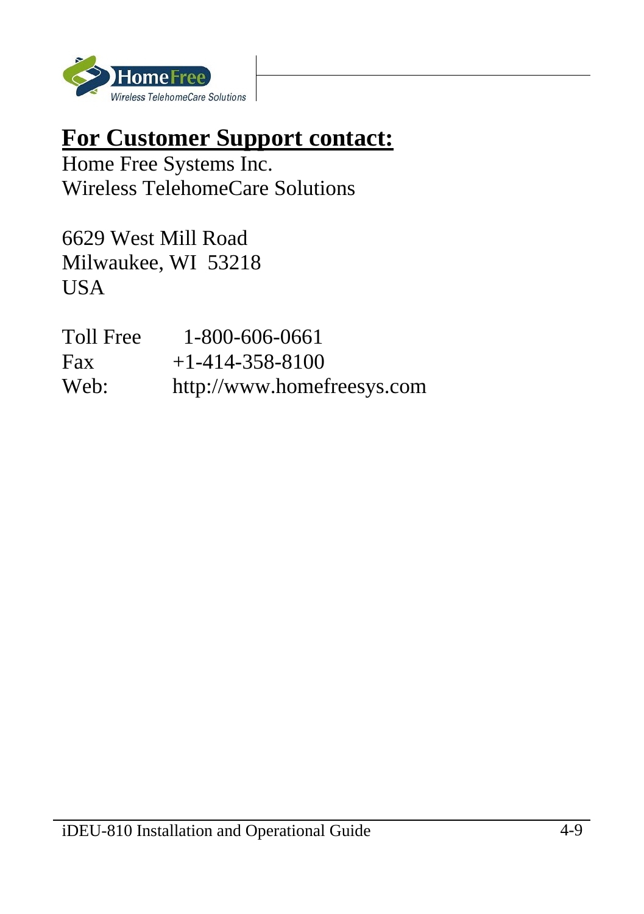**For Customer Support contact:**

Home Free Systems Inc.
Wireless TelehomeCare Solutions

6629 West Mill Road
Milwaukee, WI 53218
USA

| | |
|---|---|
| Toll Free | 1-800-606-0661 |
| Fax | +1-414-358-8100 |
| Web: | http://www.homefreesys.com |